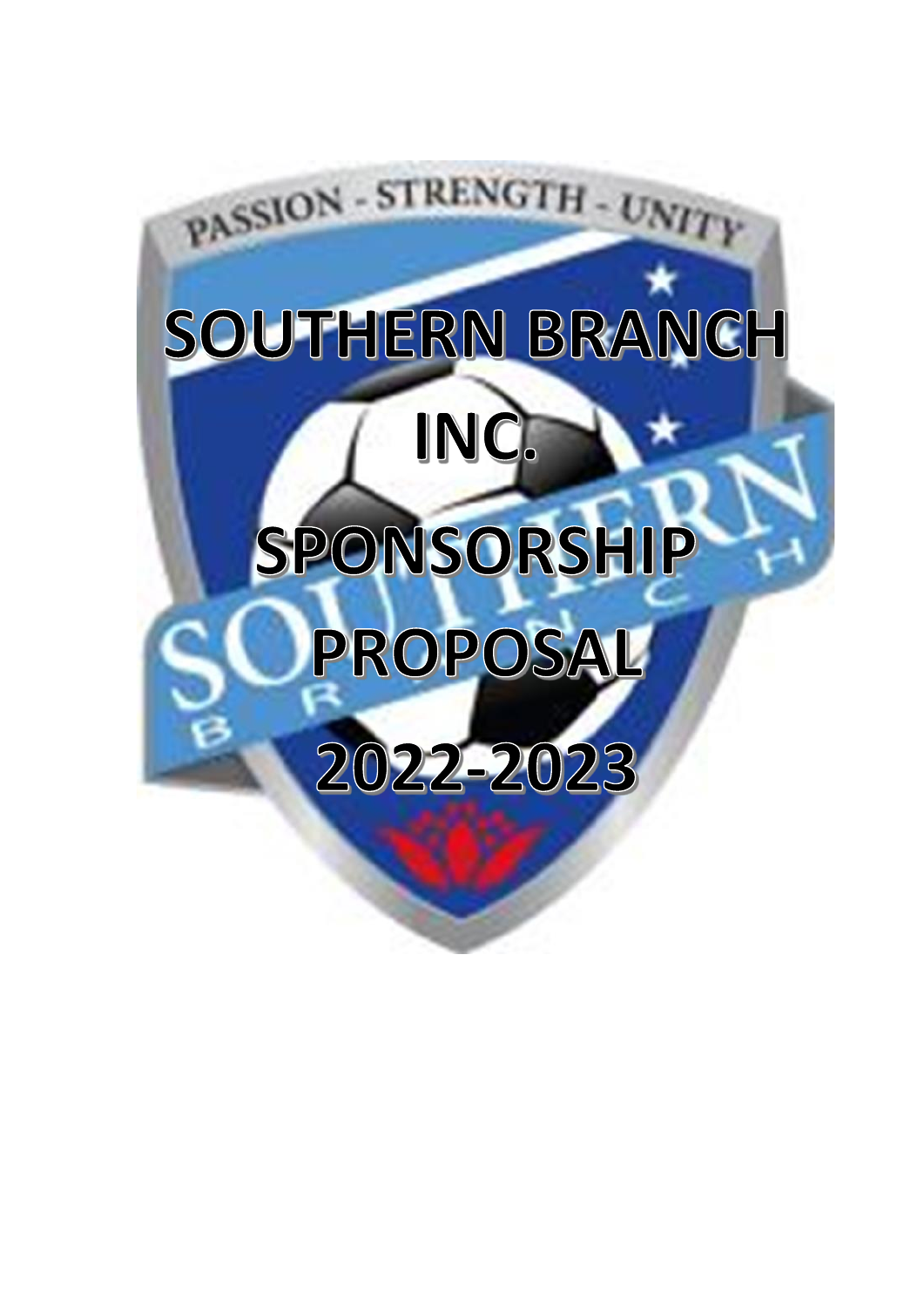# SOUTHERN BRANCH INC.

# SPONSORSHIP PROPOSAL

# 2022-2023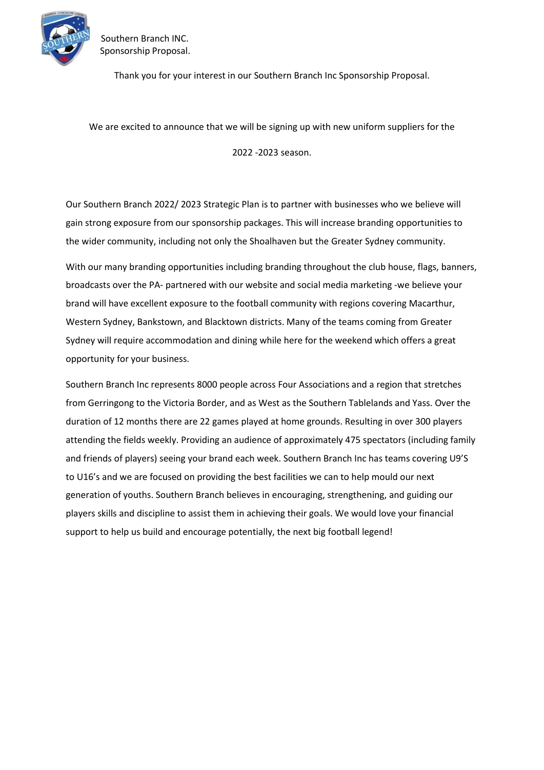Southern Branch INC.
Sponsorship Proposal.

Thank you for your interest in our Southern Branch Inc Sponsorship Proposal.

We are excited to announce that we will be signing up with new uniform suppliers for the

2022 -2023 season.

Our Southern Branch 2022/ 2023 Strategic Plan is to partner with businesses who we believe will gain strong exposure from our sponsorship packages. This will increase branding opportunities to the wider community, including not only the Shoalhaven but the Greater Sydney community.

With our many branding opportunities including branding throughout the club house, flags, banners, broadcasts over the PA- partnered with our website and social media marketing -we believe your brand will have excellent exposure to the football community with regions covering Macarthur, Western Sydney, Bankstown, and Blacktown districts. Many of the teams coming from Greater Sydney will require accommodation and dining while here for the weekend which offers a great opportunity for your business.

Southern Branch Inc represents 8000 people across Four Associations and a region that stretches from Gerringong to the Victoria Border, and as West as the Southern Tablelands and Yass. Over the duration of 12 months there are 22 games played at home grounds. Resulting in over 300 players attending the fields weekly. Providing an audience of approximately 475 spectators (including family and friends of players) seeing your brand each week. Southern Branch Inc has teams covering U9'S to U16's and we are focused on providing the best facilities we can to help mould our next generation of youths. Southern Branch believes in encouraging, strengthening, and guiding our players skills and discipline to assist them in achieving their goals. We would love your financial support to help us build and encourage potentially, the next big football legend!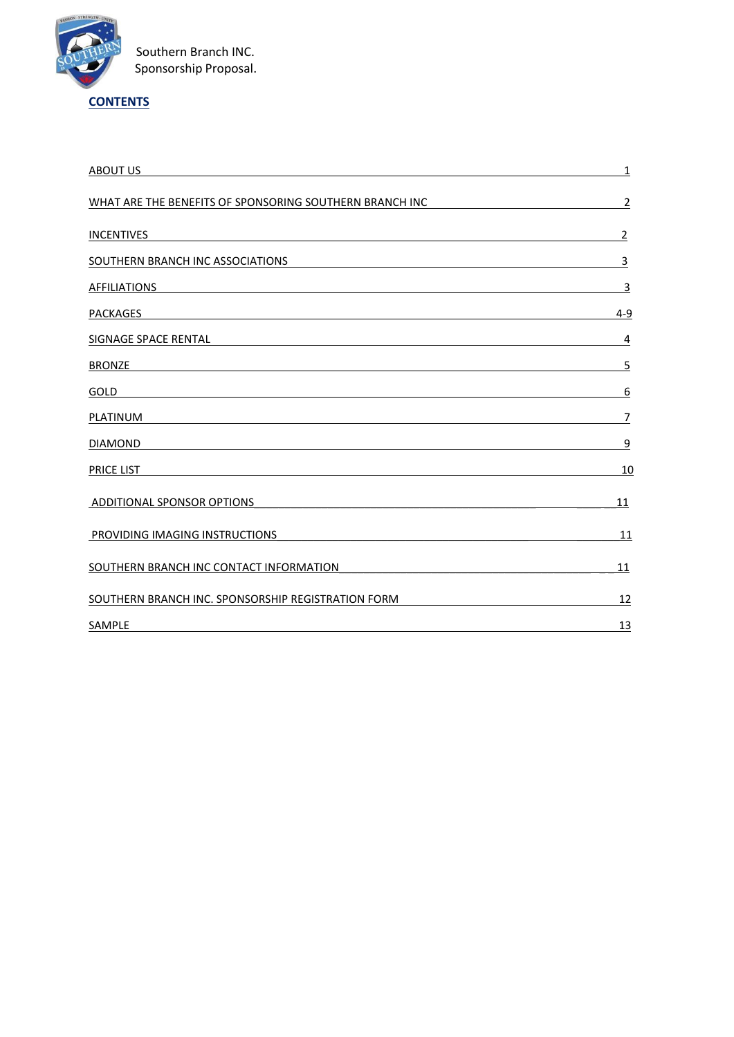Southern Branch INC.
Sponsorship Proposal.

## CONTENTS

| | |
|---|---|
| ABOUT US | 1 |
| WHAT ARE THE BENEFITS OF SPONSORING SOUTHERN BRANCH INC | 2 |
| INCENTIVES | 2 |
| SOUTHERN BRANCH INC ASSOCIATIONS | 3 |
| AFFILIATIONS | 3 |
| PACKAGES | 4-9 |
| SIGNAGE SPACE RENTAL | 4 |
| BRONZE | 5 |
| GOLD | 6 |
| PLATINUM | 7 |
| DIAMOND | 9 |
| PRICE LIST | 10 |
| ADDITIONAL SPONSOR OPTIONS | 11 |
| PROVIDING IMAGING INSTRUCTIONS | 11 |
| SOUTHERN BRANCH INC CONTACT INFORMATION | 11 |
| SOUTHERN BRANCH INC. SPONSORSHIP REGISTRATION FORM | 12 |
| SAMPLE | 13 |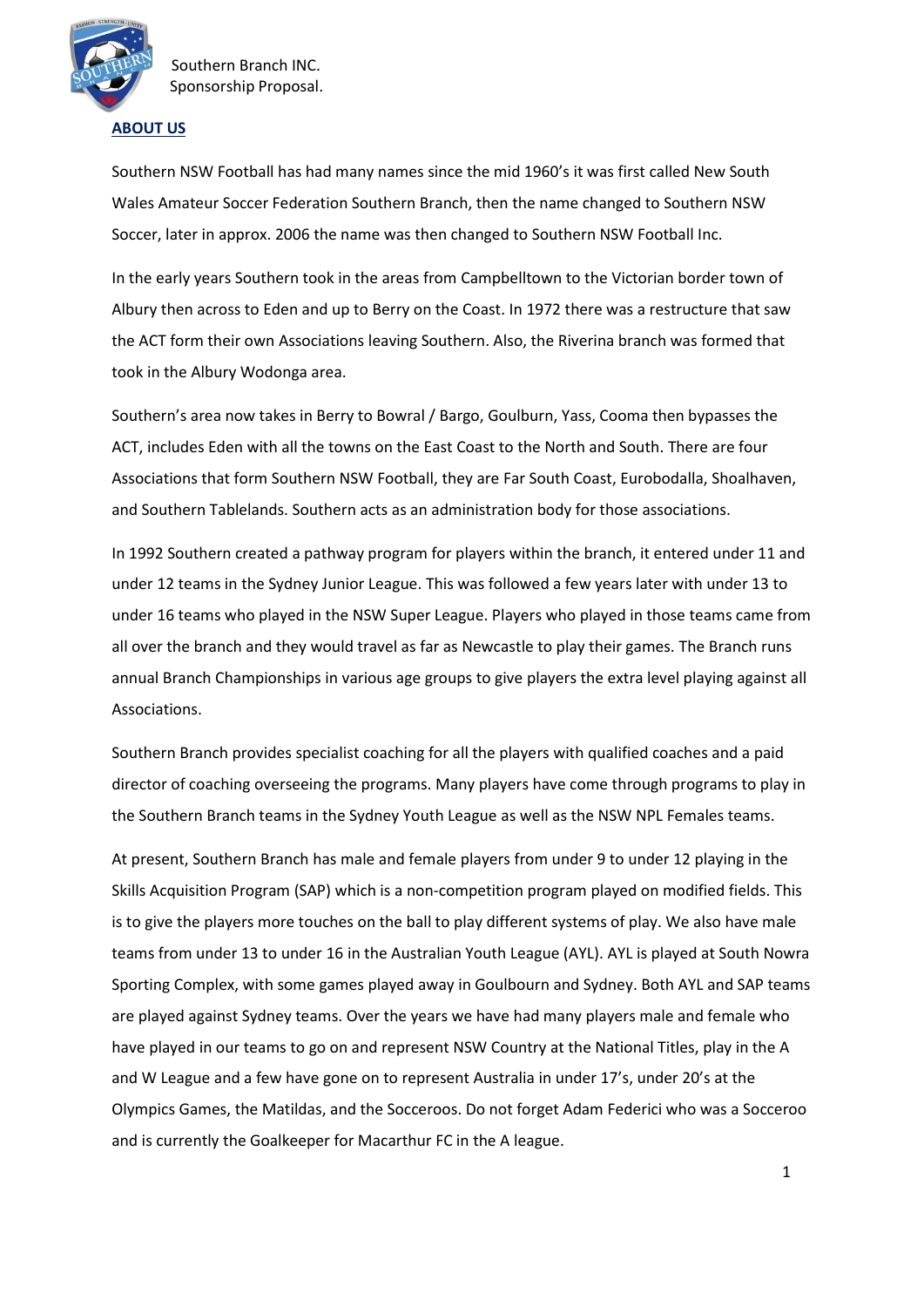Southern Branch INC.
Sponsorship Proposal.

## ABOUT US

Southern NSW Football has had many names since the mid 1960's it was first called New South Wales Amateur Soccer Federation Southern Branch, then the name changed to Southern NSW Soccer, later in approx. 2006 the name was then changed to Southern NSW Football Inc.

In the early years Southern took in the areas from Campbelltown to the Victorian border town of Albury then across to Eden and up to Berry on the Coast. In 1972 there was a restructure that saw the ACT form their own Associations leaving Southern. Also, the Riverina branch was formed that took in the Albury Wodonga area.

Southern's area now takes in Berry to Bowral / Bargo, Goulburn, Yass, Cooma then bypasses the ACT, includes Eden with all the towns on the East Coast to the North and South. There are four Associations that form Southern NSW Football, they are Far South Coast, Eurobodalla, Shoalhaven, and Southern Tablelands. Southern acts as an administration body for those associations.

In 1992 Southern created a pathway program for players within the branch, it entered under 11 and under 12 teams in the Sydney Junior League. This was followed a few years later with under 13 to under 16 teams who played in the NSW Super League. Players who played in those teams came from all over the branch and they would travel as far as Newcastle to play their games. The Branch runs annual Branch Championships in various age groups to give players the extra level playing against all Associations.

Southern Branch provides specialist coaching for all the players with qualified coaches and a paid director of coaching overseeing the programs. Many players have come through programs to play in the Southern Branch teams in the Sydney Youth League as well as the NSW NPL Females teams.

At present, Southern Branch has male and female players from under 9 to under 12 playing in the Skills Acquisition Program (SAP) which is a non-competition program played on modified fields. This is to give the players more touches on the ball to play different systems of play. We also have male teams from under 13 to under 16 in the Australian Youth League (AYL). AYL is played at South Nowra Sporting Complex, with some games played away in Goulbourn and Sydney. Both AYL and SAP teams are played against Sydney teams. Over the years we have had many players male and female who have played in our teams to go on and represent NSW Country at the National Titles, play in the A and W League and a few have gone on to represent Australia in under 17's, under 20's at the Olympics Games, the Matildas, and the Socceroos. Do not forget Adam Federici who was a Socceroo and is currently the Goalkeeper for Macarthur FC in the A league.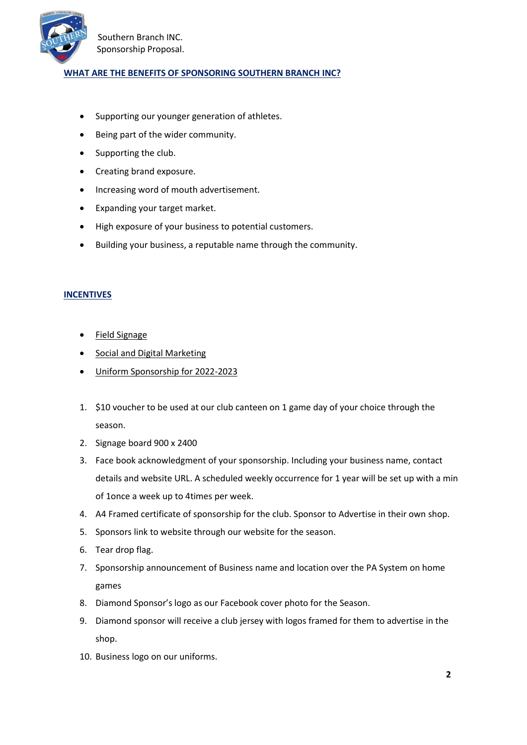Southern Branch INC.
Sponsorship Proposal.

## WHAT ARE THE BENEFITS OF SPONSORING SOUTHERN BRANCH INC?

- Supporting our younger generation of athletes.
- Being part of the wider community.
- Supporting the club.
- Creating brand exposure.
- Increasing word of mouth advertisement.
- Expanding your target market.
- High exposure of your business to potential customers.
- Building your business, a reputable name through the community.

## INCENTIVES

- Field Signage
- Social and Digital Marketing
- Uniform Sponsorship for 2022-2023

1. $10 voucher to be used at our club canteen on 1 game day of your choice through the season.
2. Signage board 900 x 2400
3. Face book acknowledgment of your sponsorship. Including your business name, contact details and website URL. A scheduled weekly occurrence for 1 year will be set up with a min of 1once a week up to 4times per week.
4. A4 Framed certificate of sponsorship for the club. Sponsor to Advertise in their own shop.
5. Sponsors link to website through our website for the season.
6. Tear drop flag.
7. Sponsorship announcement of Business name and location over the PA System on home games
8. Diamond Sponsor's logo as our Facebook cover photo for the Season.
9. Diamond sponsor will receive a club jersey with logos framed for them to advertise in the shop.
10. Business logo on our uniforms.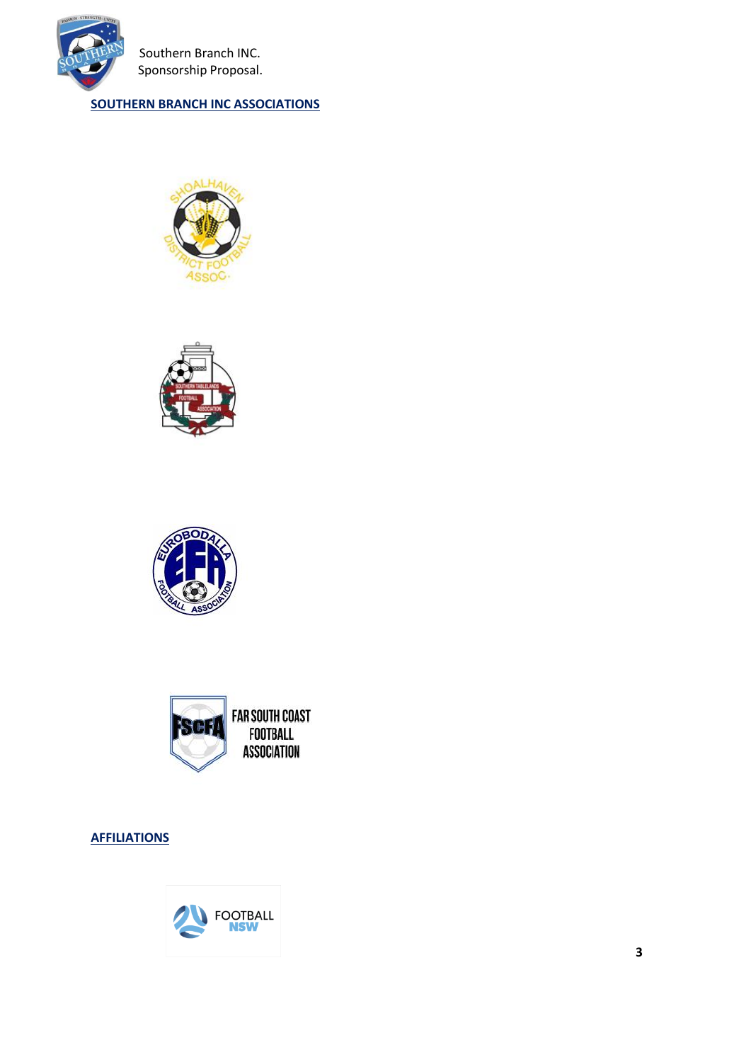## SOUTHERN BRANCH INC ASSOCIATIONS

## AFFILIATIONS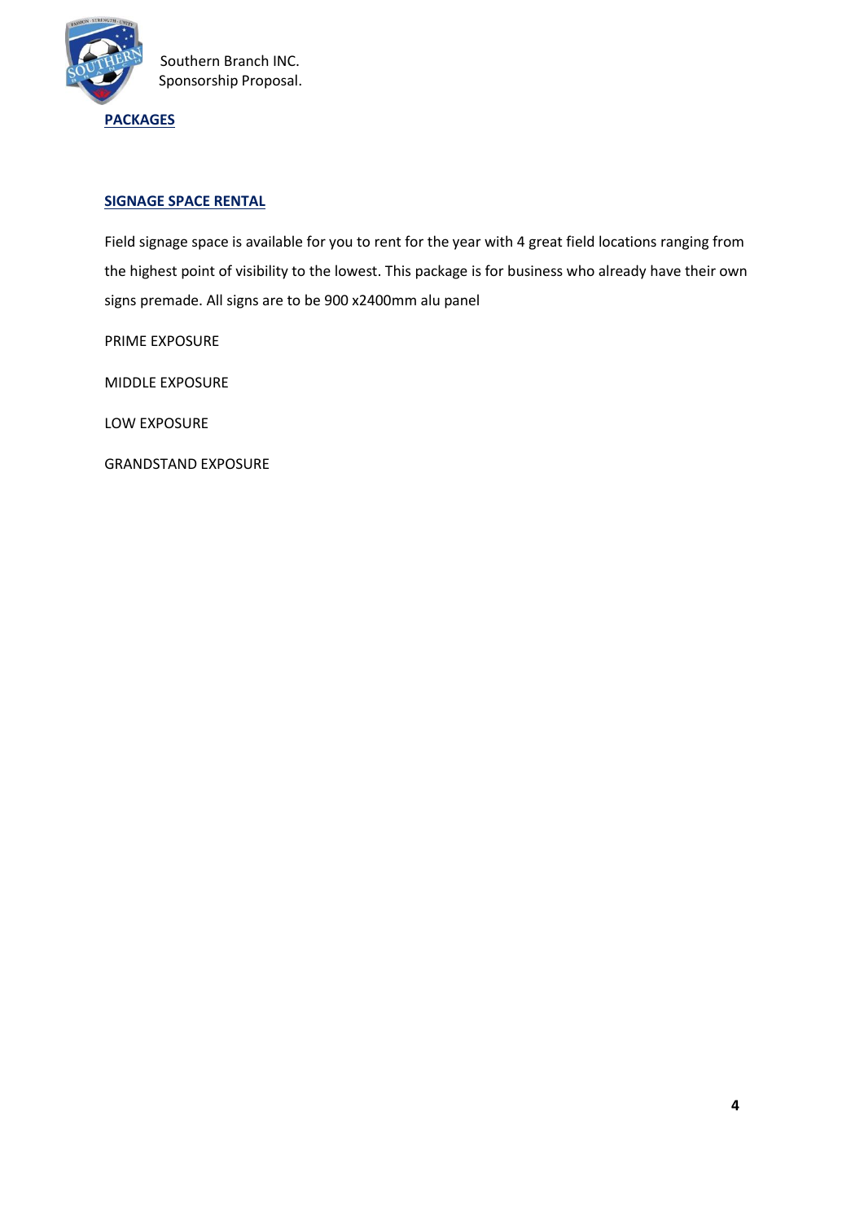Southern Branch INC.
Sponsorship Proposal.

## PACKAGES

### SIGNAGE SPACE RENTAL

Field signage space is available for you to rent for the year with 4 great field locations ranging from the highest point of visibility to the lowest. This package is for business who already have their own signs premade. All signs are to be 900 x2400mm alu panel

PRIME EXPOSURE

MIDDLE EXPOSURE

LOW EXPOSURE

GRANDSTAND EXPOSURE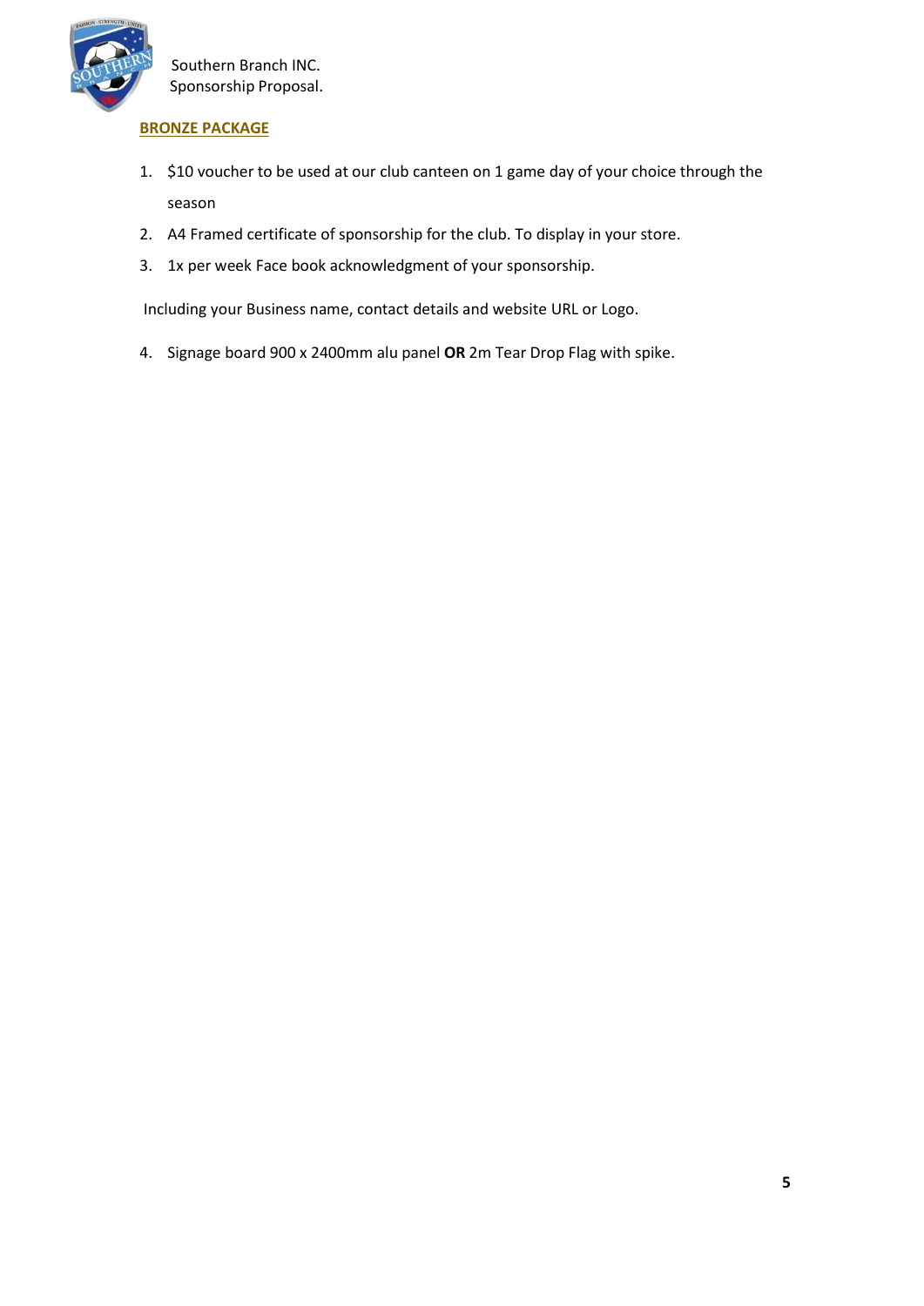Southern Branch INC.
Sponsorship Proposal.

## BRONZE PACKAGE

1. $10 voucher to be used at our club canteen on 1 game day of your choice through the season
2. A4 Framed certificate of sponsorship for the club. To display in your store.
3. 1x per week Face book acknowledgment of your sponsorship.

Including your Business name, contact details and website URL or Logo.

4. Signage board 900 x 2400mm alu panel **OR** 2m Tear Drop Flag with spike.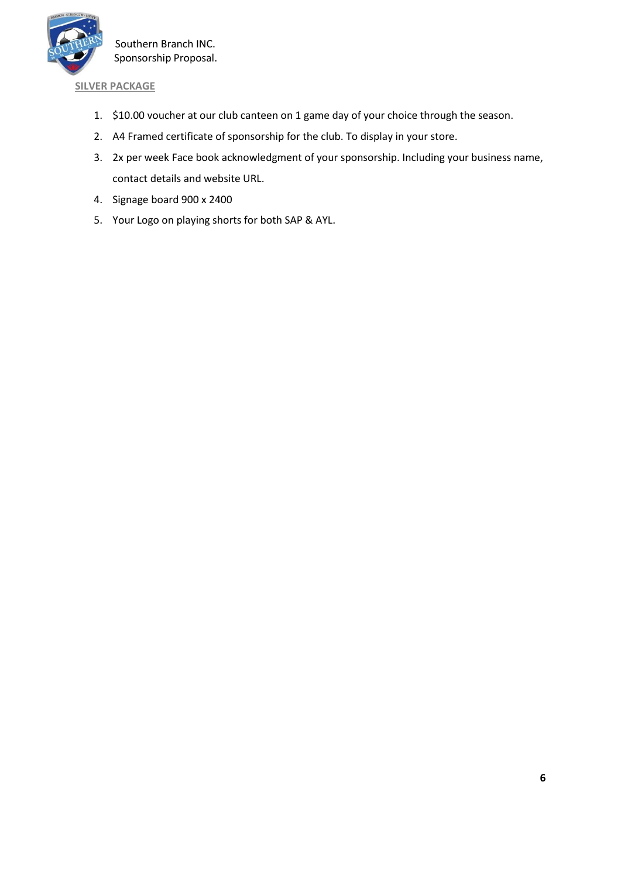## SILVER PACKAGE

1. $10.00 voucher at our club canteen on 1 game day of your choice through the season.
2. A4 Framed certificate of sponsorship for the club. To display in your store.
3. 2x per week Face book acknowledgment of your sponsorship. Including your business name, contact details and website URL.
4. Signage board 900 x 2400
5. Your Logo on playing shorts for both SAP & AYL.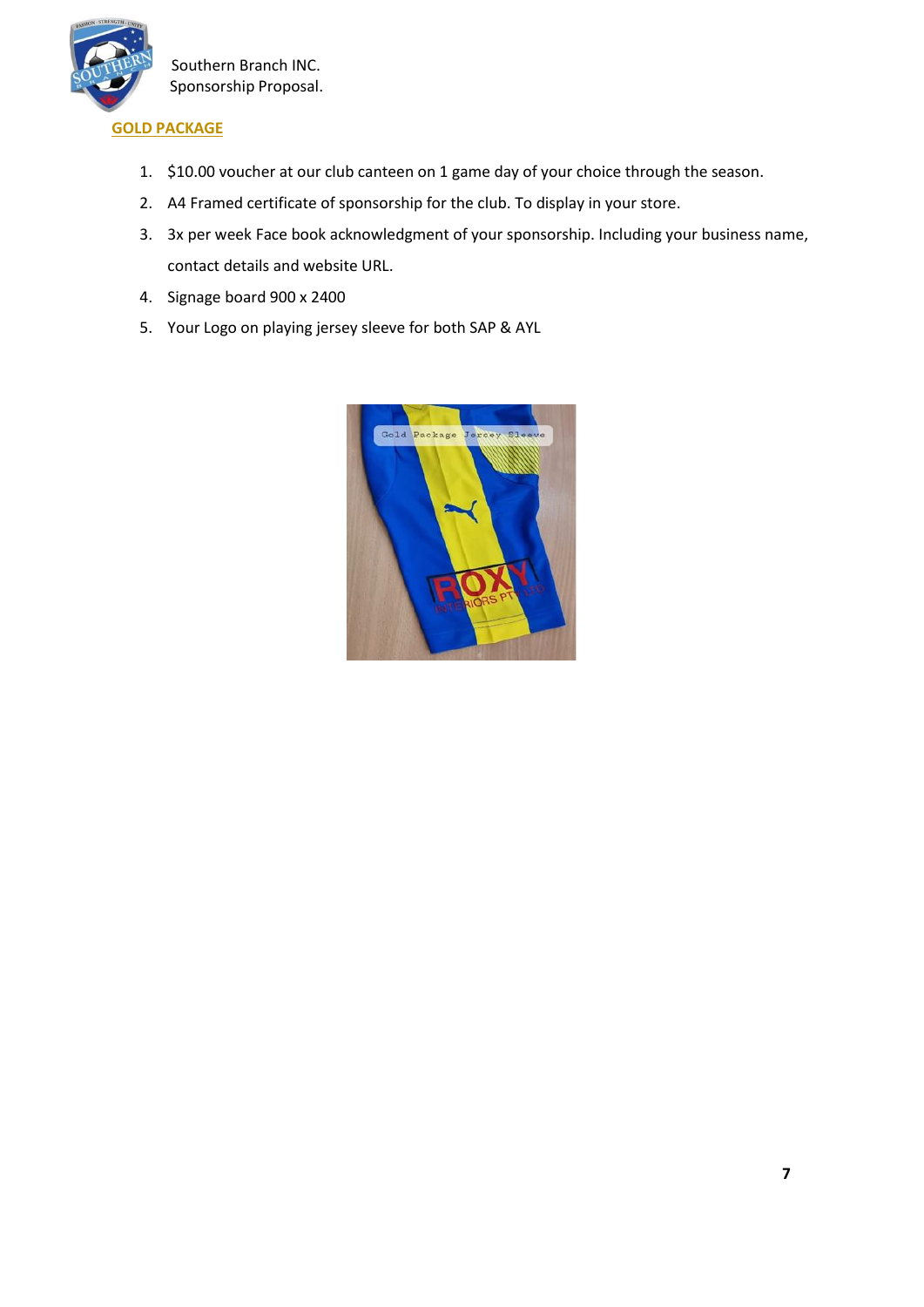Southern Branch INC.
Sponsorship Proposal.

## GOLD PACKAGE

1. $10.00 voucher at our club canteen on 1 game day of your choice through the season.
2. A4 Framed certificate of sponsorship for the club. To display in your store.
3. 3x per week Face book acknowledgment of your sponsorship. Including your business name, contact details and website URL.
4. Signage board 900 x 2400
5. Your Logo on playing jersey sleeve for both SAP & AYL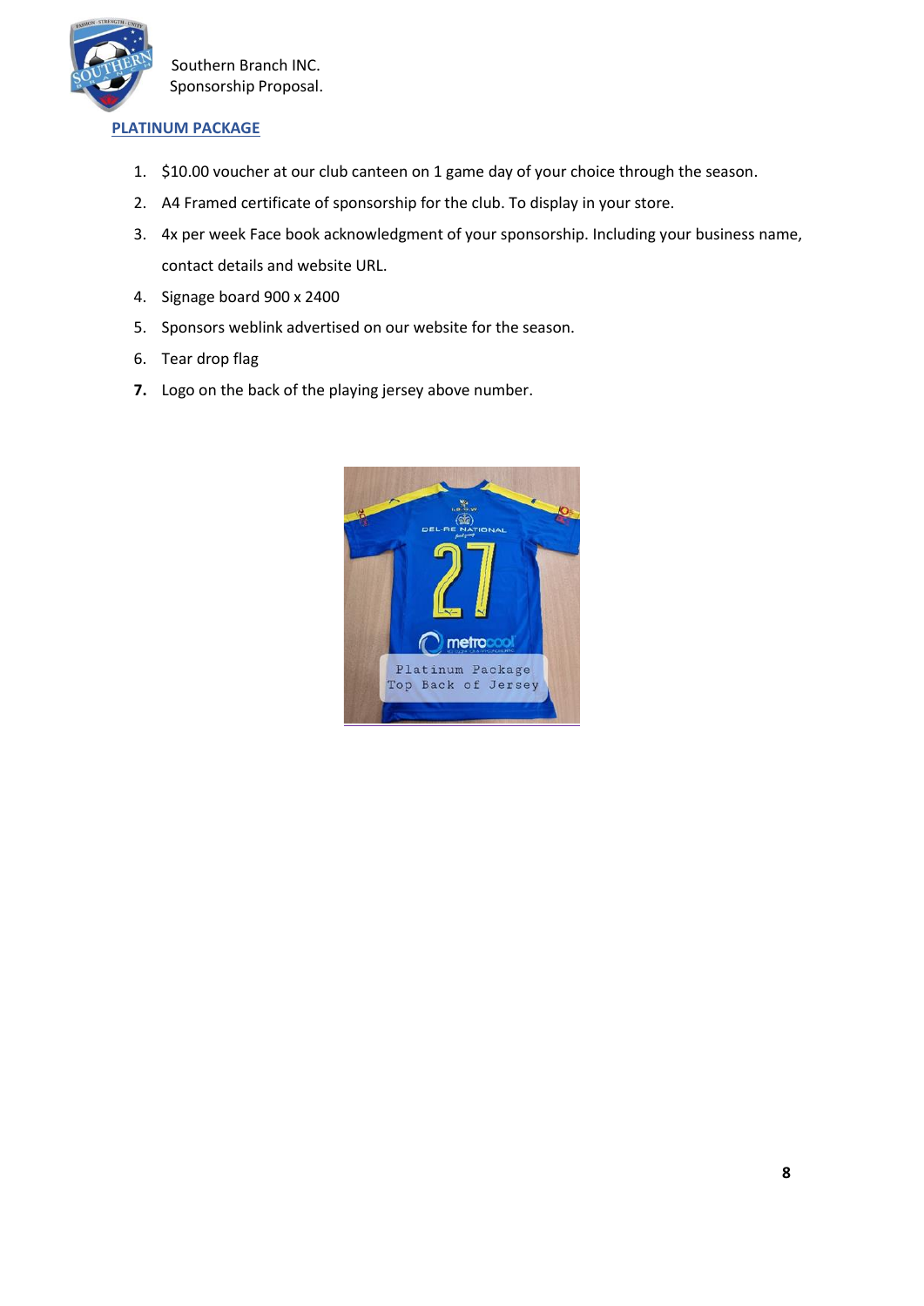Southern Branch INC.
Sponsorship Proposal.

## PLATINUM PACKAGE

1. $10.00 voucher at our club canteen on 1 game day of your choice through the season.
2. A4 Framed certificate of sponsorship for the club. To display in your store.
3. 4x per week Face book acknowledgment of your sponsorship. Including your business name, contact details and website URL.
4. Signage board 900 x 2400
5. Sponsors weblink advertised on our website for the season.
6. Tear drop flag
7. Logo on the back of the playing jersey above number.

Platinum Package Top Back of Jersey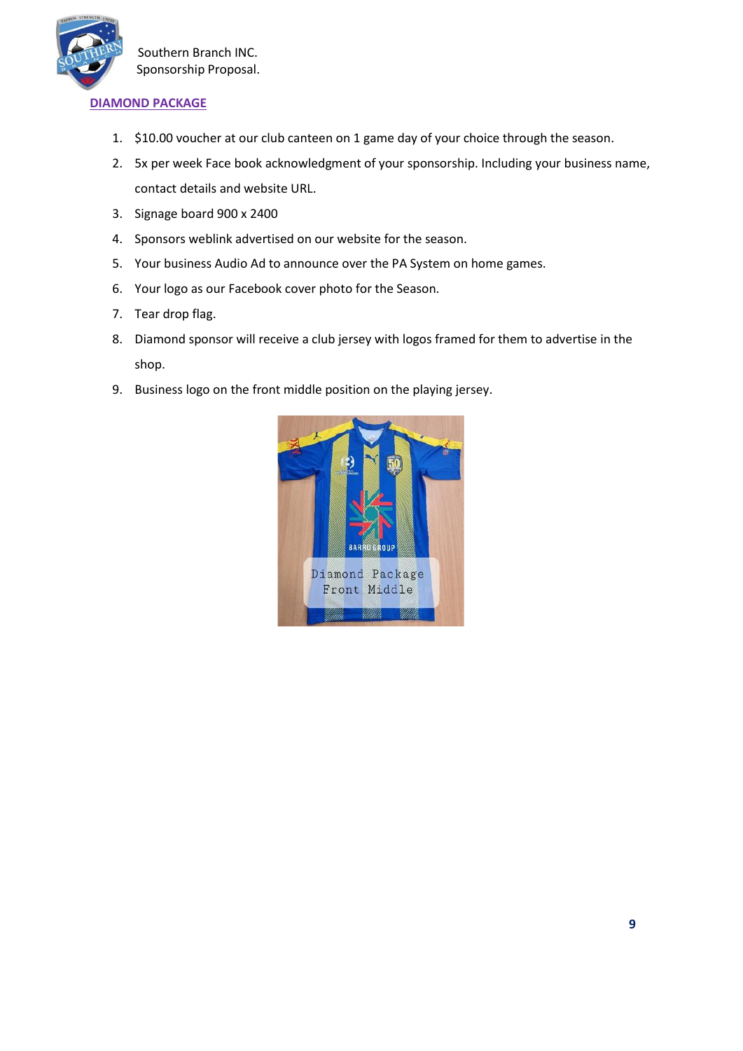Southern Branch INC.
Sponsorship Proposal.

## DIAMOND PACKAGE

1. $10.00 voucher at our club canteen on 1 game day of your choice through the season.
2. 5x per week Face book acknowledgment of your sponsorship. Including your business name, contact details and website URL.
3. Signage board 900 x 2400
4. Sponsors weblink advertised on our website for the season.
5. Your business Audio Ad to announce over the PA System on home games.
6. Your logo as our Facebook cover photo for the Season.
7. Tear drop flag.
8. Diamond sponsor will receive a club jersey with logos framed for them to advertise in the shop.
9. Business logo on the front middle position on the playing jersey.

Diamond Package
Front Middle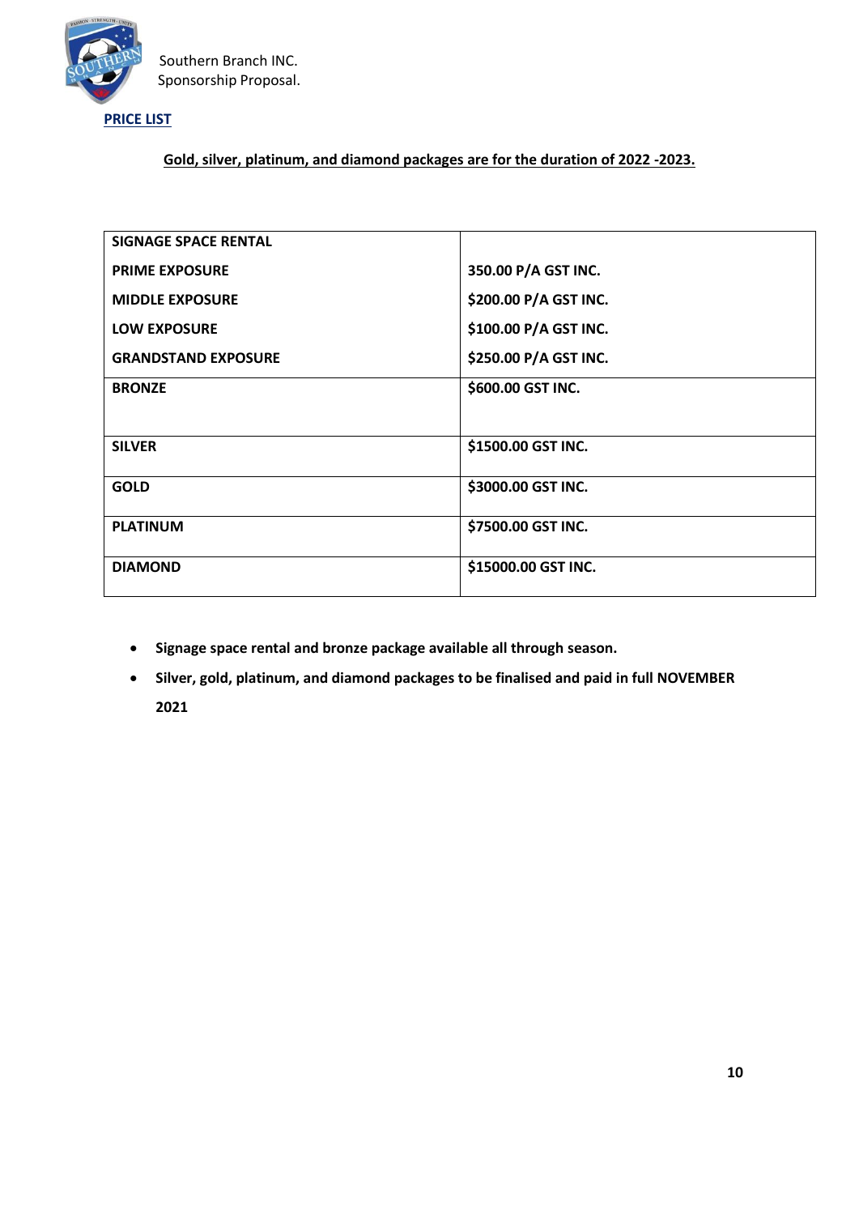Southern Branch INC.
Sponsorship Proposal.

**PRICE LIST**

**Gold, silver, platinum, and diamond packages are for the duration of 2022 -2023.**

| | |
|---|---|
| **SIGNAGE SPACE RENTAL**<br>**PRIME EXPOSURE**<br>**MIDDLE EXPOSURE**<br>**LOW EXPOSURE**<br>**GRANDSTAND EXPOSURE** | <br>**350.00 P/A GST INC.**<br>**$200.00 P/A GST INC.**<br>**$100.00 P/A GST INC.**<br>**$250.00 P/A GST INC.** |
| **BRONZE** | **$600.00 GST INC.** |
| **SILVER** | **$1500.00 GST INC.** |
| **GOLD** | **$3000.00 GST INC.** |
| **PLATINUM** | **$7500.00 GST INC.** |
| **DIAMOND** | **$15000.00 GST INC.** |

- **Signage space rental and bronze package available all through season.**
- **Silver, gold, platinum, and diamond packages to be finalised and paid in full NOVEMBER 2021**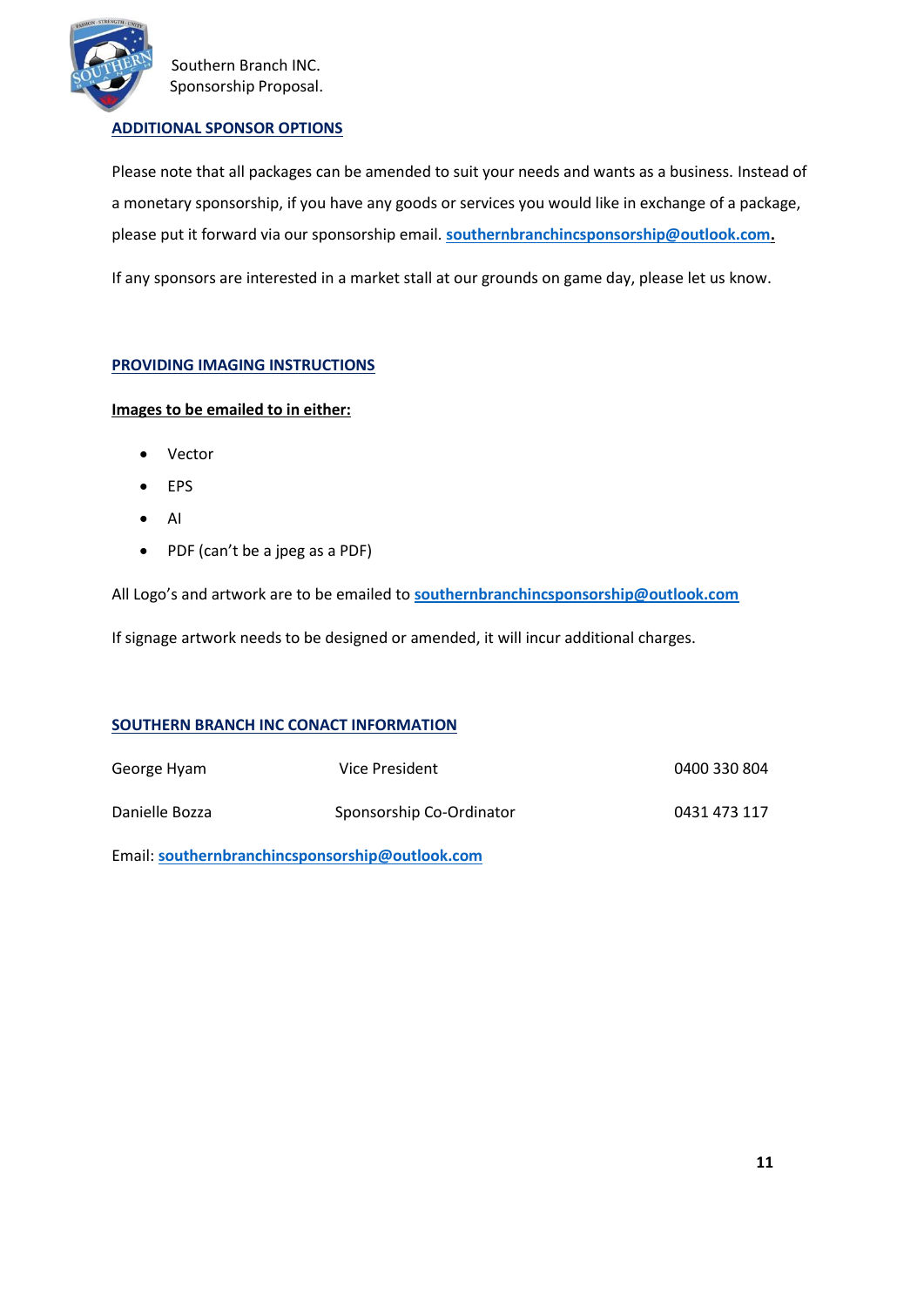## ADDITIONAL SPONSOR OPTIONS

Please note that all packages can be amended to suit your needs and wants as a business. Instead of a monetary sponsorship, if you have any goods or services you would like in exchange of a package, please put it forward via our sponsorship email. **southernbranchincsponsorship@outlook.com.**

If any sponsors are interested in a market stall at our grounds on game day, please let us know.

## PROVIDING IMAGING INSTRUCTIONS

**Images to be emailed to in either:**

- Vector
- EPS
- AI
- PDF (can't be a jpeg as a PDF)

All Logo's and artwork are to be emailed to **southernbranchincsponsorship@outlook.com**

If signage artwork needs to be designed or amended, it will incur additional charges.

## SOUTHERN BRANCH INC CONACT INFORMATION

| | | |
|---|---|---|
| George Hyam | Vice President | 0400 330 804 |
| Danielle Bozza | Sponsorship Co-Ordinator | 0431 473 117 |

Email: **southernbranchincsponsorship@outlook.com**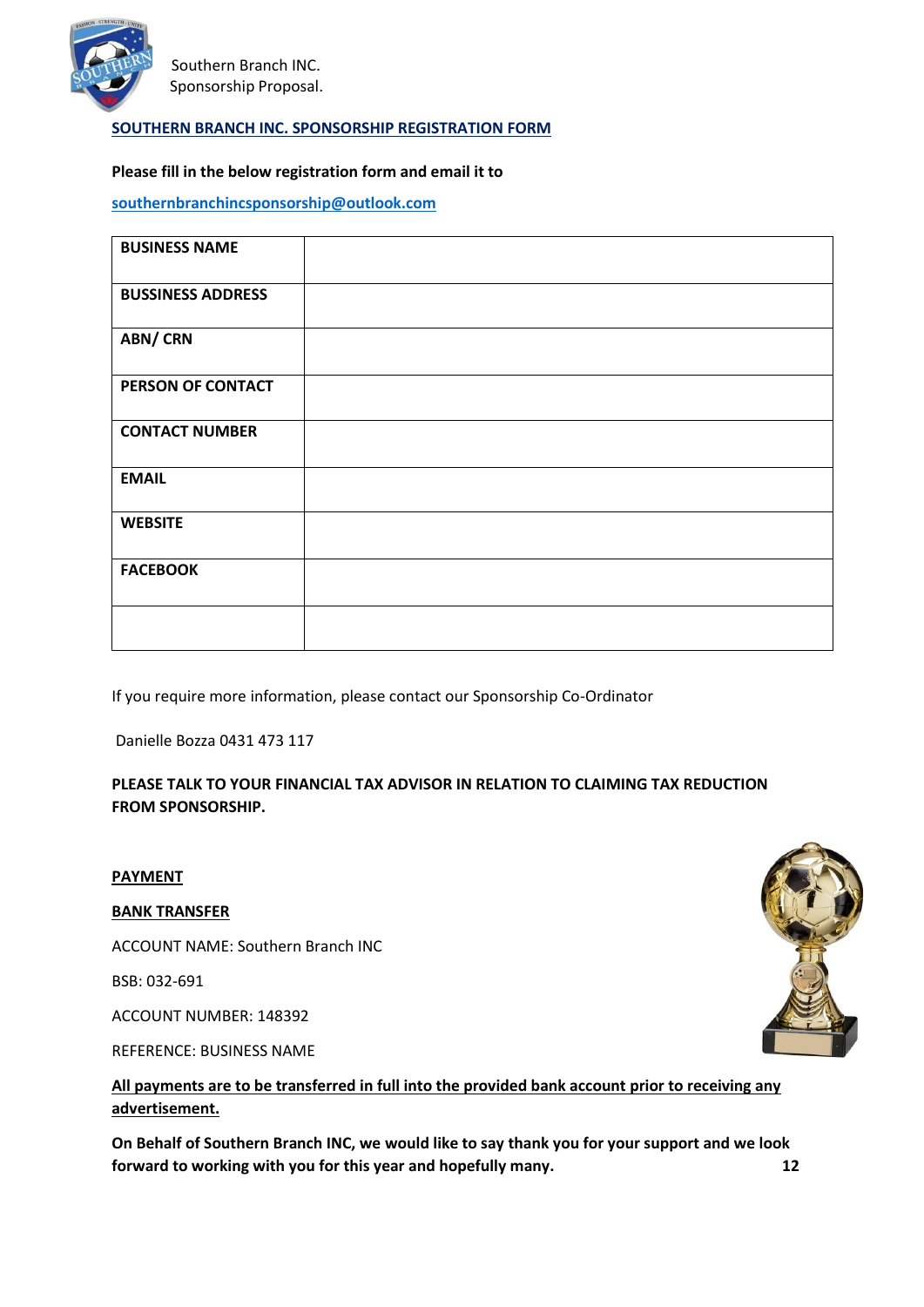## SOUTHERN BRANCH INC. SPONSORSHIP REGISTRATION FORM

**Please fill in the below registration form and email it to**

**southernbranchincsponsorship@outlook.com**

| | |
|---|---|
| **BUSINESS NAME** | |
| **BUSSINESS ADDRESS** | |
| **ABN/ CRN** | |
| **PERSON OF CONTACT** | |
| **CONTACT NUMBER** | |
| **EMAIL** | |
| **WEBSITE** | |
| **FACEBOOK** | |
| | |

If you require more information, please contact our Sponsorship Co-Ordinator

Danielle Bozza 0431 473 117

**PLEASE TALK TO YOUR FINANCIAL TAX ADVISOR IN RELATION TO CLAIMING TAX REDUCTION FROM SPONSORSHIP.**

**PAYMENT**

**BANK TRANSFER**

ACCOUNT NAME: Southern Branch INC

BSB: 032-691

ACCOUNT NUMBER: 148392

REFERENCE: BUSINESS NAME

**All payments are to be transferred in full into the provided bank account prior to receiving any advertisement.**

**On Behalf of Southern Branch INC, we would like to say thank you for your support and we look forward to working with you for this year and hopefully many.**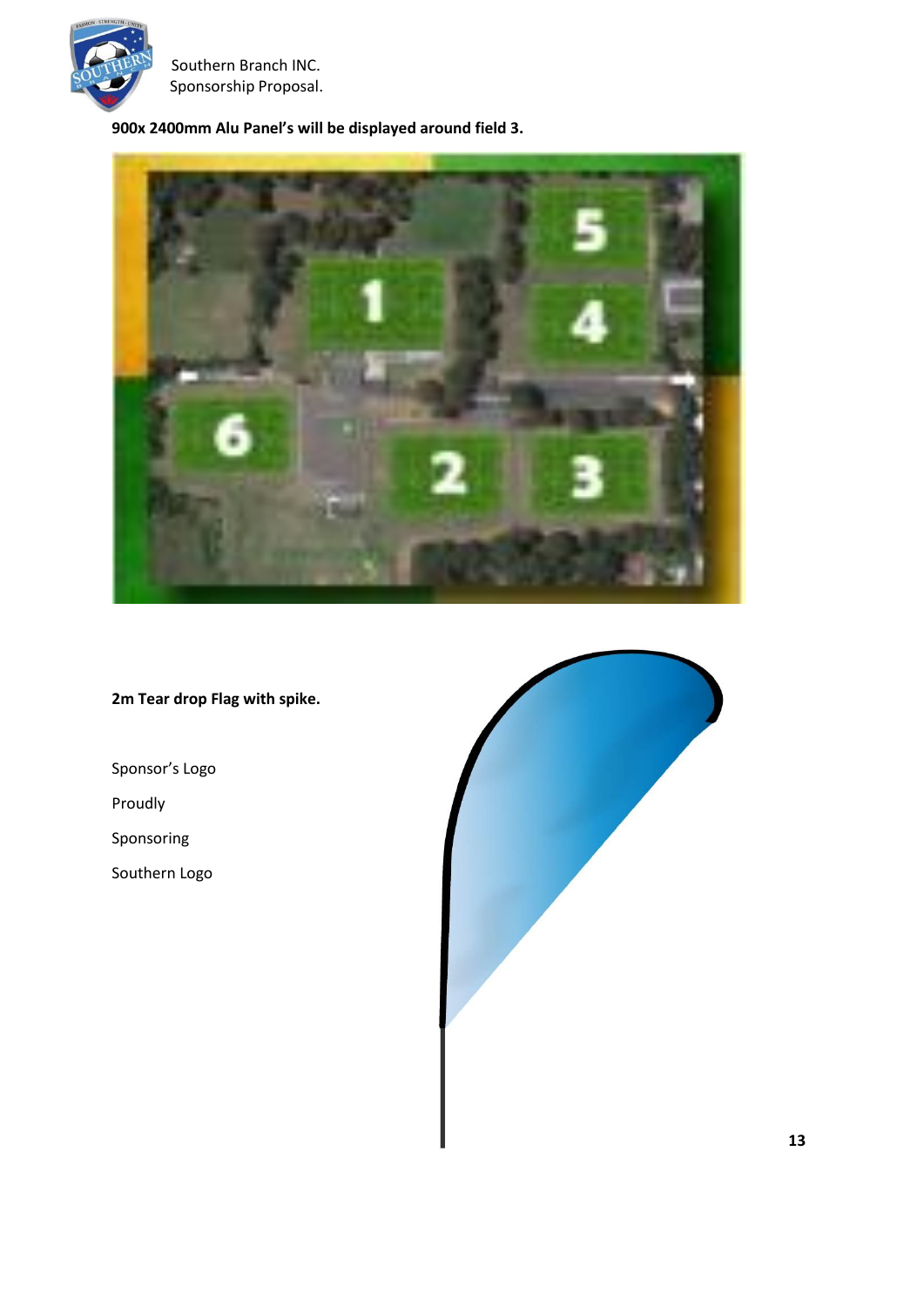**900x 2400mm Alu Panel's will be displayed around field 3.**

**2m Tear drop Flag with spike.**

Sponsor's Logo

Proudly

Sponsoring

Southern Logo